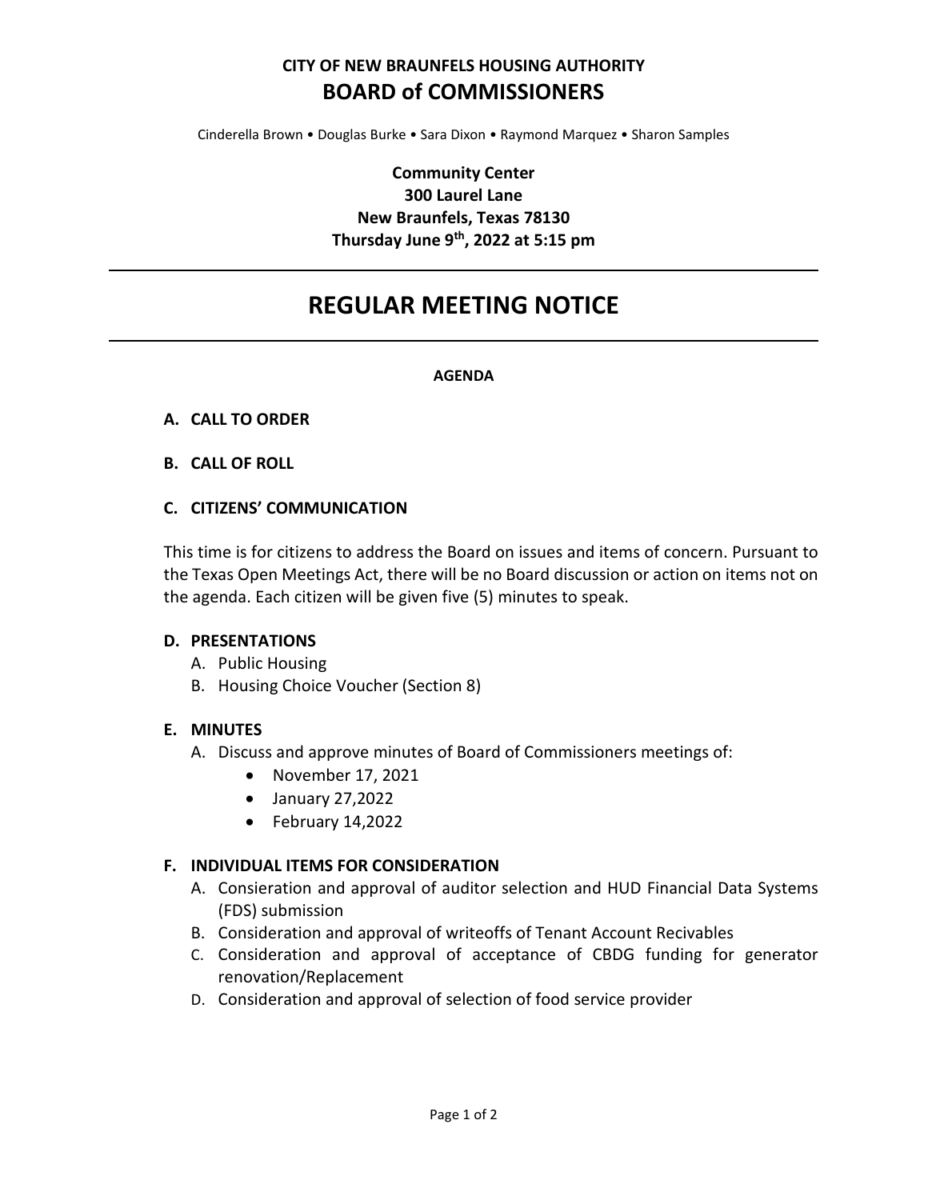**CITY OF NEW BRAUNFELS HOUSING AUTHORITY**

# BOARD of COMMISSIONERS

Cinderella Brown • Douglas Burke • Sara Dixon • Raymond Marquez • Sharon Samples

**Community Center**
**300 Laurel Lane**
**New Braunfels, Texas 78130**
**Thursday June 9th, 2022 at 5:15 pm**

---

# REGULAR MEETING NOTICE

---

**AGENDA**

**A. CALL TO ORDER**

**B. CALL OF ROLL**

**C. CITIZENS' COMMUNICATION**

This time is for citizens to address the Board on issues and items of concern. Pursuant to the Texas Open Meetings Act, there will be no Board discussion or action on items not on the agenda. Each citizen will be given five (5) minutes to speak.

**D. PRESENTATIONS**

A. Public Housing
B. Housing Choice Voucher (Section 8)

**E. MINUTES**

A. Discuss and approve minutes of Board of Commissioners meetings of:
- November 17, 2021
- January 27,2022
- February 14,2022

**F. INDIVIDUAL ITEMS FOR CONSIDERATION**

A. Consieration and approval of auditor selection and HUD Financial Data Systems (FDS) submission
B. Consideration and approval of writeoffs of Tenant Account Recivables
C. Consideration and approval of acceptance of CBDG funding for generator renovation/Replacement
D. Consideration and approval of selection of food service provider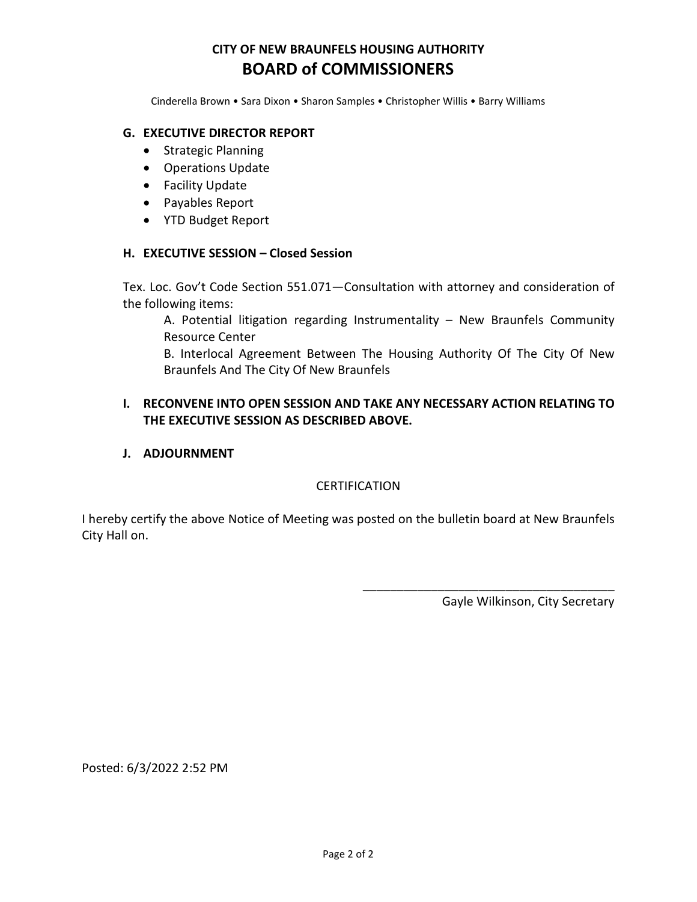**CITY OF NEW BRAUNFELS HOUSING AUTHORITY**

# BOARD of COMMISSIONERS

Cinderella Brown • Sara Dixon • Sharon Samples • Christopher Willis • Barry Williams

## G. EXECUTIVE DIRECTOR REPORT

- Strategic Planning
- Operations Update
- Facility Update
- Payables Report
- YTD Budget Report

## H. EXECUTIVE SESSION – Closed Session

Tex. Loc. Gov't Code Section 551.071—Consultation with attorney and consideration of the following items:

A. Potential litigation regarding Instrumentality – New Braunfels Community Resource Center

B. Interlocal Agreement Between The Housing Authority Of The City Of New Braunfels And The City Of New Braunfels

## I. RECONVENE INTO OPEN SESSION AND TAKE ANY NECESSARY ACTION RELATING TO THE EXECUTIVE SESSION AS DESCRIBED ABOVE.

## J. ADJOURNMENT

CERTIFICATION

I hereby certify the above Notice of Meeting was posted on the bulletin board at New Braunfels City Hall on.

_____________________________________

Gayle Wilkinson, City Secretary

Posted: 6/3/2022 2:52 PM